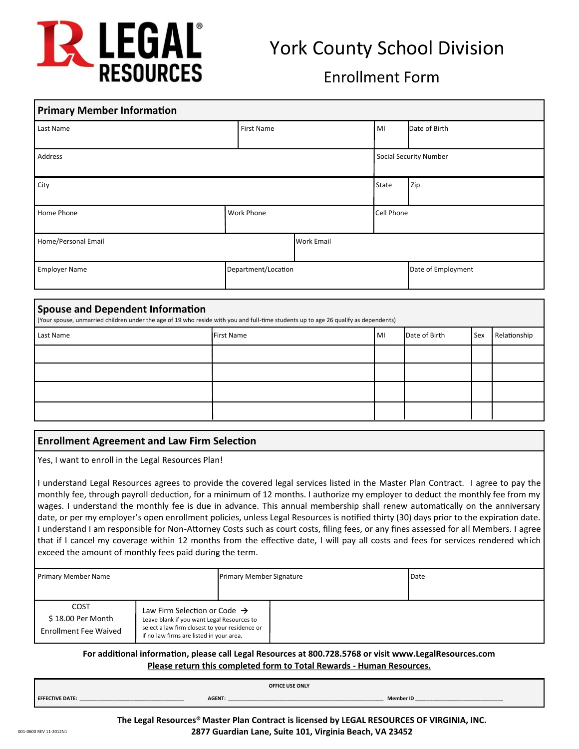# LEGAL RESOURCES

## York County School Division

### Enrollment Form

## Primary Member Information

| Last Name | First Name | MI | Date of Birth |
|---|---|---|---|
| | | | |

| Address | Social Security Number |
|---|---|
| | |

| City | State | Zip |
|---|---|---|
| | | |

| Home Phone | Work Phone | Cell Phone |
|---|---|---|
| | | |

| Home/Personal Email | Work Email |
|---|---|
| | |

| Employer Name | Department/Location | Date of Employment |
|---|---|---|
| | | |

## Spouse and Dependent Information

(Your spouse, unmarried children under the age of 19 who reside with you and full-time students up to age 26 qualify as dependents)

| Last Name | First Name | MI | Date of Birth | Sex | Relationship |
|---|---|---|---|---|---|
| | | | | | |
| | | | | | |
| | | | | | |
| | | | | | |

## Enrollment Agreement and Law Firm Selection

Yes, I want to enroll in the Legal Resources Plan!

I understand Legal Resources agrees to provide the covered legal services listed in the Master Plan Contract. I agree to pay the monthly fee, through payroll deduction, for a minimum of 12 months. I authorize my employer to deduct the monthly fee from my wages. I understand the monthly fee is due in advance. This annual membership shall renew automatically on the anniversary date, or per my employer's open enrollment policies, unless Legal Resources is notified thirty (30) days prior to the expiration date. I understand I am responsible for Non-Attorney Costs such as court costs, filing fees, or any fines assessed for all Members. I agree that if I cancel my coverage within 12 months from the effective date, I will pay all costs and fees for services rendered which exceed the amount of monthly fees paid during the term.

| Primary Member Name | Primary Member Signature | Date |
|---|---|---|
| | | |

| COST<br>$ 18.00 Per Month<br>Enrollment Fee Waived | Law Firm Selection or Code →<br>Leave blank if you want Legal Resources to select a law firm closest to your residence or if no law firms are listed in your area. | |
|---|---|---|

**For additional information, please call Legal Resources at 800.728.5768 or visit www.LegalResources.com**

**Please return this completed form to Total Rewards - Human Resources.**

**OFFICE USE ONLY**

**EFFECTIVE DATE:** ____________________ **AGENT:** ____________________ **Member ID** ____________________

**The Legal Resources® Master Plan Contract is licensed by LEGAL RESOURCES OF VIRGINIA, INC.**
**2877 Guardian Lane, Suite 101, Virginia Beach, VA 23452**

001-0600 REV 11-2012N1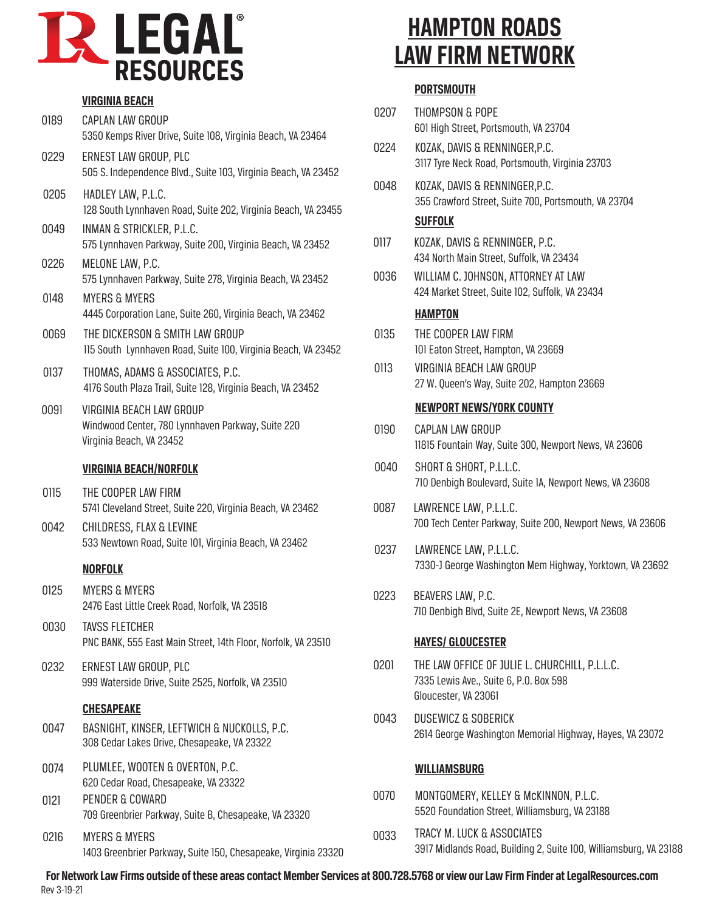# LEGAL RESOURCES

# HAMPTON ROADS LAW FIRM NETWORK

### VIRGINIA BEACH

0189 CAPLAN LAW GROUP
5350 Kemps River Drive, Suite 108, Virginia Beach, VA 23464

0229 ERNEST LAW GROUP, PLC
505 S. Independence Blvd., Suite 103, Virginia Beach, VA 23452

0205 HADLEY LAW, P.L.C.
128 South Lynnhaven Road, Suite 202, Virginia Beach, VA 23455

0049 INMAN & STRICKLER, P.L.C.
575 Lynnhaven Parkway, Suite 200, Virginia Beach, VA 23452

0226 MELONE LAW, P.C.
575 Lynnhaven Parkway, Suite 278, Virginia Beach, VA 23452

0148 MYERS & MYERS
4445 Corporation Lane, Suite 260, Virginia Beach, VA 23462

0069 THE DICKERSON & SMITH LAW GROUP
115 South Lynnhaven Road, Suite 100, Virginia Beach, VA 23452

0137 THOMAS, ADAMS & ASSOCIATES, P.C.
4176 South Plaza Trail, Suite 128, Virginia Beach, VA 23452

0091 VIRGINIA BEACH LAW GROUP
Windwood Center, 780 Lynnhaven Parkway, Suite 220
Virginia Beach, VA 23452

### VIRGINIA BEACH/NORFOLK

0115 THE COOPER LAW FIRM
5741 Cleveland Street, Suite 220, Virginia Beach, VA 23462

0042 CHILDRESS, FLAX & LEVINE
533 Newtown Road, Suite 101, Virginia Beach, VA 23462

### NORFOLK

0125 MYERS & MYERS
2476 East Little Creek Road, Norfolk, VA 23518

0030 TAVSS FLETCHER
PNC BANK, 555 East Main Street, 14th Floor, Norfolk, VA 23510

0232 ERNEST LAW GROUP, PLC
999 Waterside Drive, Suite 2525, Norfolk, VA 23510

### CHESAPEAKE

0047 BASNIGHT, KINSER, LEFTWICH & NUCKOLLS, P.C.
308 Cedar Lakes Drive, Chesapeake, VA 23322

0074 PLUMLEE, WOOTEN & OVERTON, P.C.
620 Cedar Road, Chesapeake, VA 23322

0121 PENDER & COWARD
709 Greenbrier Parkway, Suite B, Chesapeake, VA 23320

0216 MYERS & MYERS
1403 Greenbrier Parkway, Suite 150, Chesapeake, Virginia 23320

### PORTSMOUTH

0207 THOMPSON & POPE
601 High Street, Portsmouth, VA 23704

0224 KOZAK, DAVIS & RENNINGER,P.C.
3117 Tyre Neck Road, Portsmouth, Virginia 23703

0048 KOZAK, DAVIS & RENNINGER,P.C.
355 Crawford Street, Suite 700, Portsmouth, VA 23704

### SUFFOLK

0117 KOZAK, DAVIS & RENNINGER, P.C.
434 North Main Street, Suffolk, VA 23434

0036 WILLIAM C. JOHNSON, ATTORNEY AT LAW
424 Market Street, Suite 102, Suffolk, VA 23434

### HAMPTON

0135 THE COOPER LAW FIRM
101 Eaton Street, Hampton, VA 23669

0113 VIRGINIA BEACH LAW GROUP
27 W. Queen's Way, Suite 202, Hampton 23669

### NEWPORT NEWS/YORK COUNTY

0190 CAPLAN LAW GROUP
11815 Fountain Way, Suite 300, Newport News, VA 23606

0040 SHORT & SHORT, P.L.L.C.
710 Denbigh Boulevard, Suite 1A, Newport News, VA 23608

0087 LAWRENCE LAW, P.L.L.C.
700 Tech Center Parkway, Suite 200, Newport News, VA 23606

0237 LAWRENCE LAW, P.L.L.C.
7330-J George Washington Mem Highway, Yorktown, VA 23692

0223 BEAVERS LAW, P.C.
710 Denbigh Blvd, Suite 2E, Newport News, VA 23608

### HAYES/ GLOUCESTER

0201 THE LAW OFFICE OF JULIE L. CHURCHILL, P.L.L.C.
7335 Lewis Ave., Suite 6, P.O. Box 598
Gloucester, VA 23061

0043 DUSEWICZ & SOBERICK
2614 George Washington Memorial Highway, Hayes, VA 23072

### WILLIAMSBURG

0070 MONTGOMERY, KELLEY & McKINNON, P.L.C.
5520 Foundation Street, Williamsburg, VA 23188

0033 TRACY M. LUCK & ASSOCIATES
3917 Midlands Road, Building 2, Suite 100, Williamsburg, VA 23188

**For Network Law Firms outside of these areas contact Member Services at 800.728.5768 or view our Law Firm Finder at LegalResources.com**

Rev 3-19-21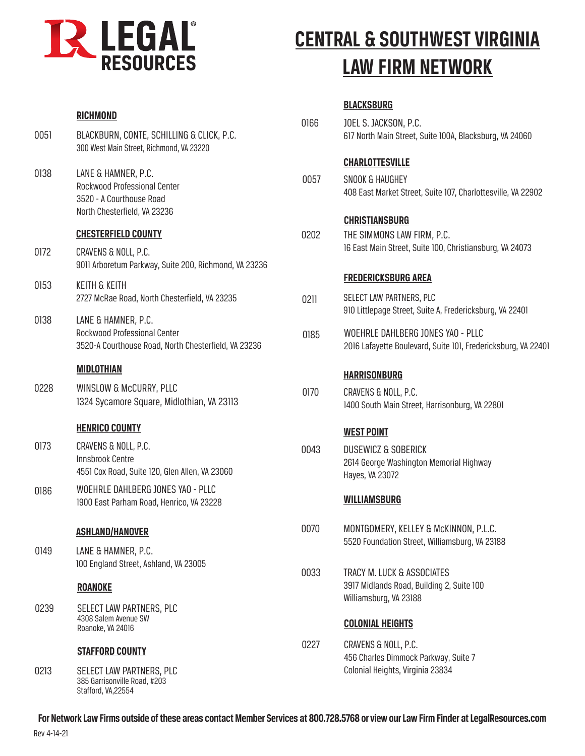LEGAL® RESOURCES

# CENTRAL & SOUTHWEST VIRGINIA LAW FIRM NETWORK

## RICHMOND

0051 BLACKBURN, CONTE, SCHILLING & CLICK, P.C.
300 West Main Street, Richmond, VA 23220

0138 LANE & HAMNER, P.C.
Rockwood Professional Center
3520 - A Courthouse Road
North Chesterfield, VA 23236

## CHESTERFIELD COUNTY

0172 CRAVENS & NOLL, P.C.
9011 Arboretum Parkway, Suite 200, Richmond, VA 23236

0153 KEITH & KEITH
2727 McRae Road, North Chesterfield, VA 23235

0138 LANE & HAMNER, P.C.
Rockwood Professional Center
3520-A Courthouse Road, North Chesterfield, VA 23236

## MIDLOTHIAN

0228 WINSLOW & McCURRY, PLLC
1324 Sycamore Square, Midlothian, VA 23113

## HENRICO COUNTY

0173 CRAVENS & NOLL, P.C.
Innsbrook Centre
4551 Cox Road, Suite 120, Glen Allen, VA 23060

0186 WOEHRLE DAHLBERG JONES YAO - PLLC
1900 East Parham Road, Henrico, VA 23228

## ASHLAND/HANOVER

0149 LANE & HAMNER, P.C.
100 England Street, Ashland, VA 23005

## ROANOKE

0239 SELECT LAW PARTNERS, PLC
4308 Salem Avenue SW
Roanoke, VA 24016

## STAFFORD COUNTY

0213 SELECT LAW PARTNERS, PLC
385 Garrisonville Road, #203
Stafford, VA,22554

## BLACKSBURG

0166 JOEL S. JACKSON, P.C.
617 North Main Street, Suite 100A, Blacksburg, VA 24060

## CHARLOTTESVILLE

0057 SNOOK & HAUGHEY
408 East Market Street, Suite 107, Charlottesville, VA 22902

## CHRISTIANSBURG

0202 THE SIMMONS LAW FIRM, P.C.
16 East Main Street, Suite 100, Christiansburg, VA 24073

## FREDERICKSBURG AREA

0211 SELECT LAW PARTNERS, PLC
910 Littlepage Street, Suite A, Fredericksburg, VA 22401

0185 WOEHRLE DAHLBERG JONES YAO - PLLC
2016 Lafayette Boulevard, Suite 101, Fredericksburg, VA 22401

## HARRISONBURG

0170 CRAVENS & NOLL, P.C.
1400 South Main Street, Harrisonburg, VA 22801

## WEST POINT

0043 DUSEWICZ & SOBERICK
2614 George Washington Memorial Highway
Hayes, VA 23072

## WILLIAMSBURG

0070 MONTGOMERY, KELLEY & McKINNON, P.L.C.
5520 Foundation Street, Williamsburg, VA 23188

0033 TRACY M. LUCK & ASSOCIATES
3917 Midlands Road, Building 2, Suite 100
Williamsburg, VA 23188

## COLONIAL HEIGHTS

0227 CRAVENS & NOLL, P.C.
456 Charles Dimmock Parkway, Suite 7
Colonial Heights, Virginia 23834

**For Network Law Firms outside of these areas contact Member Services at 800.728.5768 or view our Law Firm Finder at LegalResources.com**

Rev 4-14-21